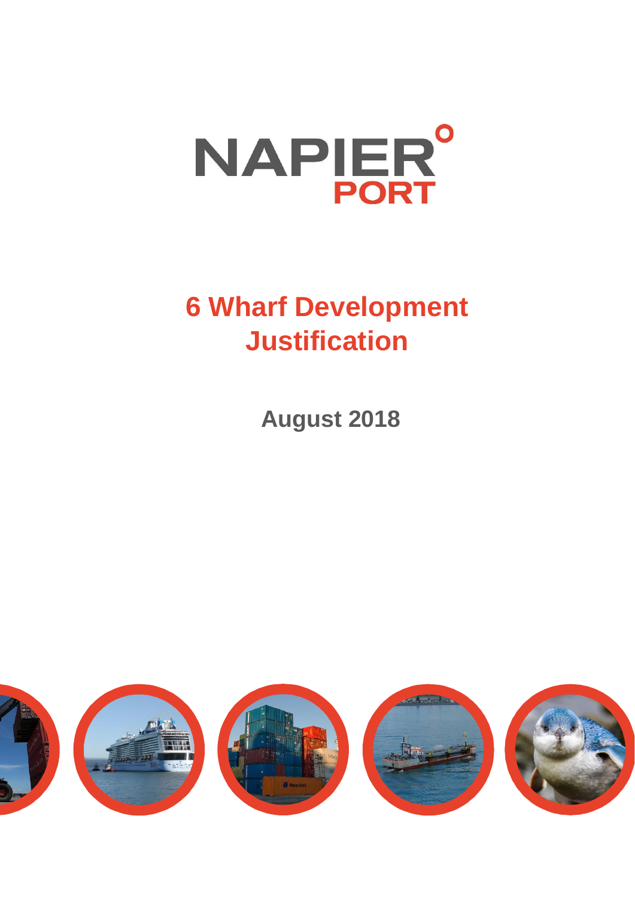NAPIER PORT

# 6 Wharf Development Justification

**August 2018**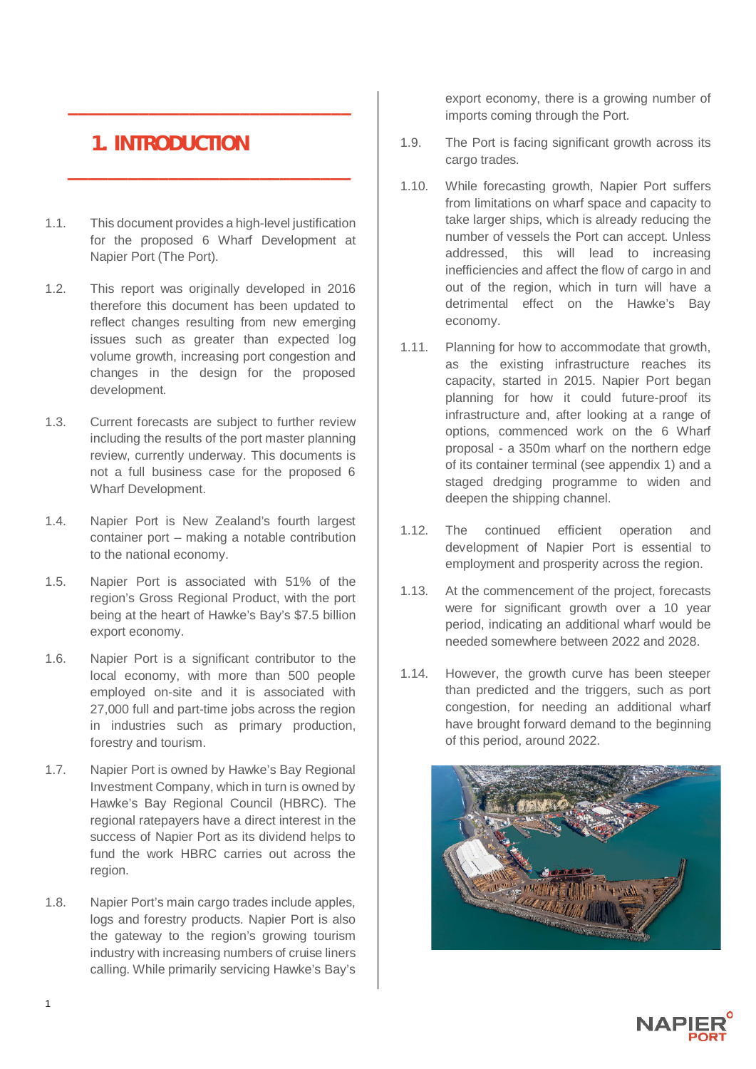# 1. INTRODUCTION

1.1. This document provides a high-level justification for the proposed 6 Wharf Development at Napier Port (The Port).

1.2. This report was originally developed in 2016 therefore this document has been updated to reflect changes resulting from new emerging issues such as greater than expected log volume growth, increasing port congestion and changes in the design for the proposed development.

1.3. Current forecasts are subject to further review including the results of the port master planning review, currently underway. This documents is not a full business case for the proposed 6 Wharf Development.

1.4. Napier Port is New Zealand's fourth largest container port – making a notable contribution to the national economy.

1.5. Napier Port is associated with 51% of the region's Gross Regional Product, with the port being at the heart of Hawke's Bay's $7.5 billion export economy.

1.6. Napier Port is a significant contributor to the local economy, with more than 500 people employed on-site and it is associated with 27,000 full and part-time jobs across the region in industries such as primary production, forestry and tourism.

1.7. Napier Port is owned by Hawke's Bay Regional Investment Company, which in turn is owned by Hawke's Bay Regional Council (HBRC). The regional ratepayers have a direct interest in the success of Napier Port as its dividend helps to fund the work HBRC carries out across the region.

1.8. Napier Port's main cargo trades include apples, logs and forestry products. Napier Port is also the gateway to the region's growing tourism industry with increasing numbers of cruise liners calling. While primarily servicing Hawke's Bay's export economy, there is a growing number of imports coming through the Port.

1.9. The Port is facing significant growth across its cargo trades.

1.10. While forecasting growth, Napier Port suffers from limitations on wharf space and capacity to take larger ships, which is already reducing the number of vessels the Port can accept. Unless addressed, this will lead to increasing inefficiencies and affect the flow of cargo in and out of the region, which in turn will have a detrimental effect on the Hawke's Bay economy.

1.11. Planning for how to accommodate that growth, as the existing infrastructure reaches its capacity, started in 2015. Napier Port began planning for how it could future-proof its infrastructure and, after looking at a range of options, commenced work on the 6 Wharf proposal - a 350m wharf on the northern edge of its container terminal (see appendix 1) and a staged dredging programme to widen and deepen the shipping channel.

1.12. The continued efficient operation and development of Napier Port is essential to employment and prosperity across the region.

1.13. At the commencement of the project, forecasts were for significant growth over a 10 year period, indicating an additional wharf would be needed somewhere between 2022 and 2028.

1.14. However, the growth curve has been steeper than predicted and the triggers, such as port congestion, for needing an additional wharf have brought forward demand to the beginning of this period, around 2022.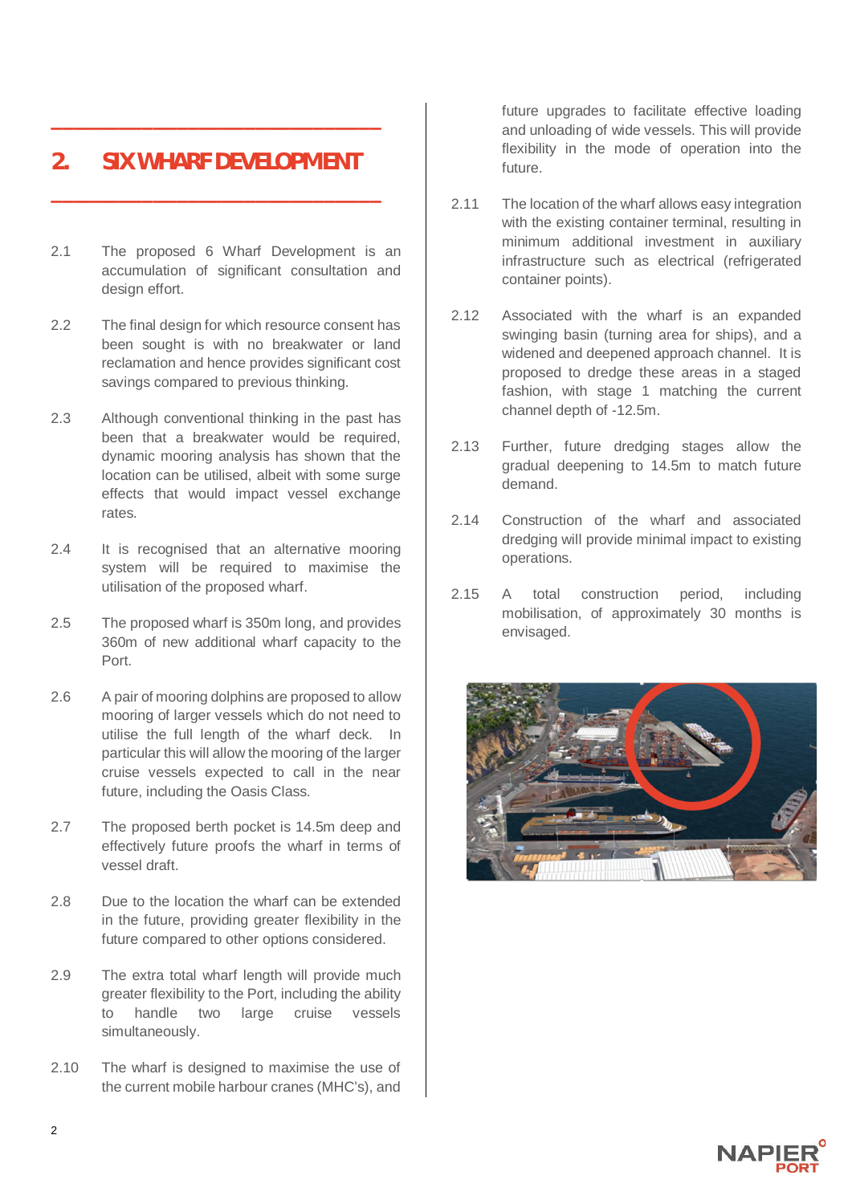## 2. SIX WHARF DEVELOPMENT

2.1 The proposed 6 Wharf Development is an accumulation of significant consultation and design effort.

2.2 The final design for which resource consent has been sought is with no breakwater or land reclamation and hence provides significant cost savings compared to previous thinking.

2.3 Although conventional thinking in the past has been that a breakwater would be required, dynamic mooring analysis has shown that the location can be utilised, albeit with some surge effects that would impact vessel exchange rates.

2.4 It is recognised that an alternative mooring system will be required to maximise the utilisation of the proposed wharf.

2.5 The proposed wharf is 350m long, and provides 360m of new additional wharf capacity to the Port.

2.6 A pair of mooring dolphins are proposed to allow mooring of larger vessels which do not need to utilise the full length of the wharf deck. In particular this will allow the mooring of the larger cruise vessels expected to call in the near future, including the Oasis Class.

2.7 The proposed berth pocket is 14.5m deep and effectively future proofs the wharf in terms of vessel draft.

2.8 Due to the location the wharf can be extended in the future, providing greater flexibility in the future compared to other options considered.

2.9 The extra total wharf length will provide much greater flexibility to the Port, including the ability to handle two large cruise vessels simultaneously.

2.10 The wharf is designed to maximise the use of the current mobile harbour cranes (MHC's), and future upgrades to facilitate effective loading and unloading of wide vessels. This will provide flexibility in the mode of operation into the future.

2.11 The location of the wharf allows easy integration with the existing container terminal, resulting in minimum additional investment in auxiliary infrastructure such as electrical (refrigerated container points).

2.12 Associated with the wharf is an expanded swinging basin (turning area for ships), and a widened and deepened approach channel. It is proposed to dredge these areas in a staged fashion, with stage 1 matching the current channel depth of -12.5m.

2.13 Further, future dredging stages allow the gradual deepening to 14.5m to match future demand.

2.14 Construction of the wharf and associated dredging will provide minimal impact to existing operations.

2.15 A total construction period, including mobilisation, of approximately 30 months is envisaged.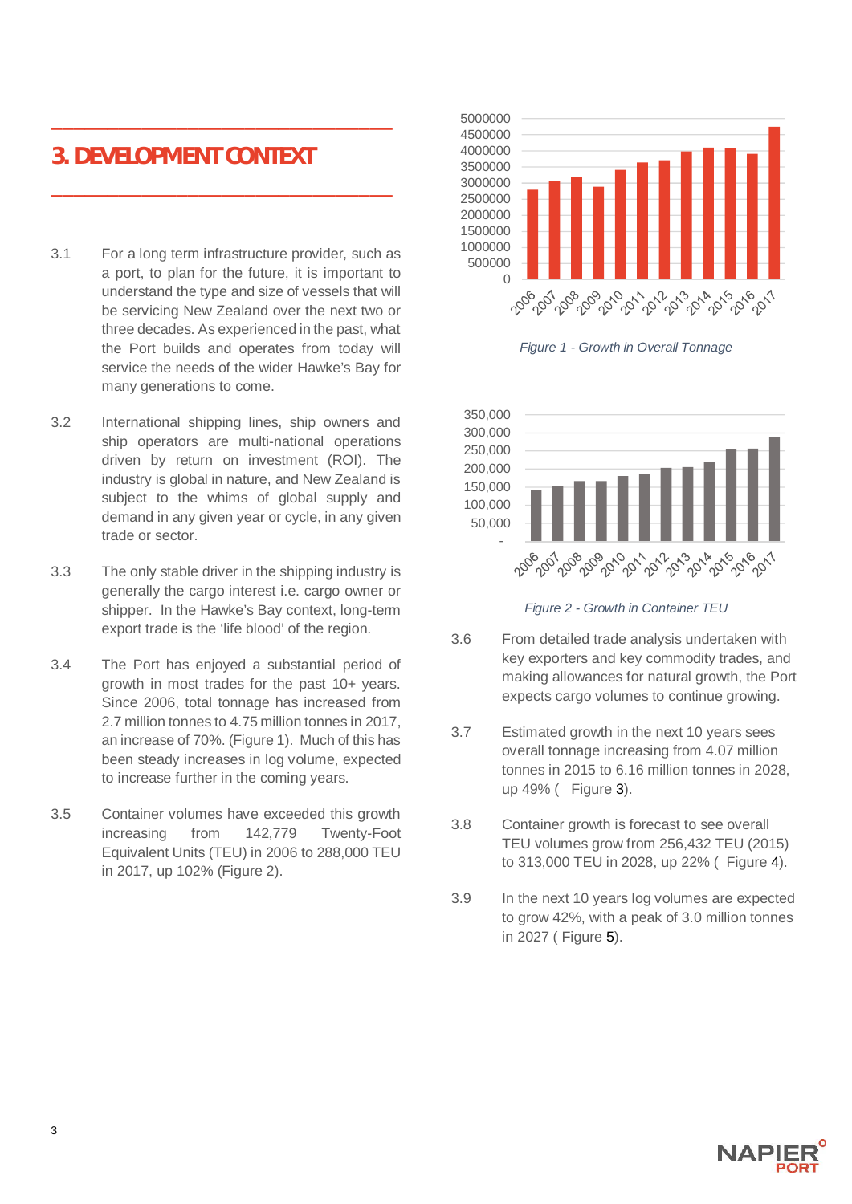# 3. DEVELOPMENT CONTEXT

3.1 For a long term infrastructure provider, such as a port, to plan for the future, it is important to understand the type and size of vessels that will be servicing New Zealand over the next two or three decades. As experienced in the past, what the Port builds and operates from today will service the needs of the wider Hawke's Bay for many generations to come.

3.2 International shipping lines, ship owners and ship operators are multi-national operations driven by return on investment (ROI). The industry is global in nature, and New Zealand is subject to the whims of global supply and demand in any given year or cycle, in any given trade or sector.

3.3 The only stable driver in the shipping industry is generally the cargo interest i.e. cargo owner or shipper. In the Hawke's Bay context, long-term export trade is the 'life blood' of the region.

3.4 The Port has enjoyed a substantial period of growth in most trades for the past 10+ years. Since 2006, total tonnage has increased from 2.7 million tonnes to 4.75 million tonnes in 2017, an increase of 70%. (Figure 1). Much of this has been steady increases in log volume, expected to increase further in the coming years.

3.5 Container volumes have exceeded this growth increasing from 142,779 Twenty-Foot Equivalent Units (TEU) in 2006 to 288,000 TEU in 2017, up 102% (Figure 2).

*Figure 1 - Growth in Overall Tonnage*

*Figure 2 - Growth in Container TEU*

3.6 From detailed trade analysis undertaken with key exporters and key commodity trades, and making allowances for natural growth, the Port expects cargo volumes to continue growing.

3.7 Estimated growth in the next 10 years sees overall tonnage increasing from 4.07 million tonnes in 2015 to 6.16 million tonnes in 2028, up 49% ( Figure 3).

3.8 Container growth is forecast to see overall TEU volumes grow from 256,432 TEU (2015) to 313,000 TEU in 2028, up 22% ( Figure 4).

3.9 In the next 10 years log volumes are expected to grow 42%, with a peak of 3.0 million tonnes in 2027 ( Figure 5).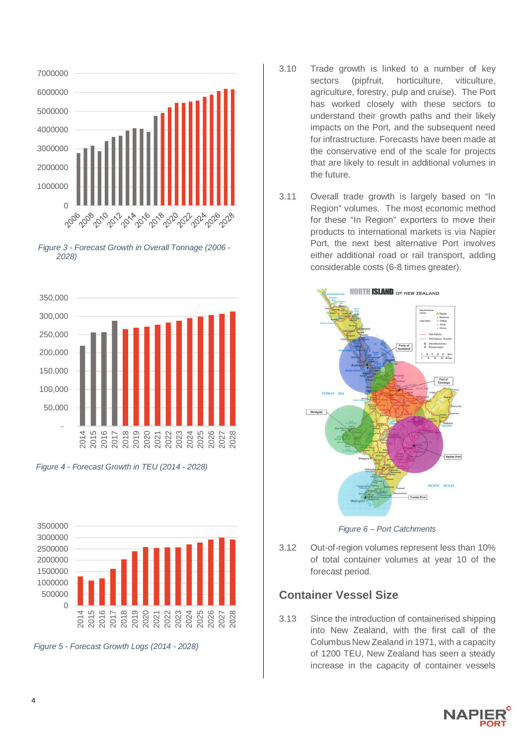*Figure 3 - Forecast Growth in Overall Tonnage (2006 - 2028)*

*Figure 4 - Forecast Growth in TEU (2014 - 2028)*

*Figure 5 - Forecast Growth Logs (2014 - 2028)*

3.10 Trade growth is linked to a number of key sectors (pipfruit, horticulture, viticulture, agriculture, forestry, pulp and cruise). The Port has worked closely with these sectors to understand their growth paths and their likely impacts on the Port, and the subsequent need for infrastructure. Forecasts have been made at the conservative end of the scale for projects that are likely to result in additional volumes in the future.

3.11 Overall trade growth is largely based on "In Region" volumes. The most economic method for these "In Region" exporters to move their products to international markets is via Napier Port, the next best alternative Port involves either additional road or rail transport, adding considerable costs (6-8 times greater).

*Figure 6 – Port Catchments*

3.12 Out-of-region volumes represent less than 10% of total container volumes at year 10 of the forecast period.

## Container Vessel Size

3.13 Since the introduction of containerised shipping into New Zealand, with the first call of the Columbus New Zealand in 1971, with a capacity of 1200 TEU, New Zealand has seen a steady increase in the capacity of container vessels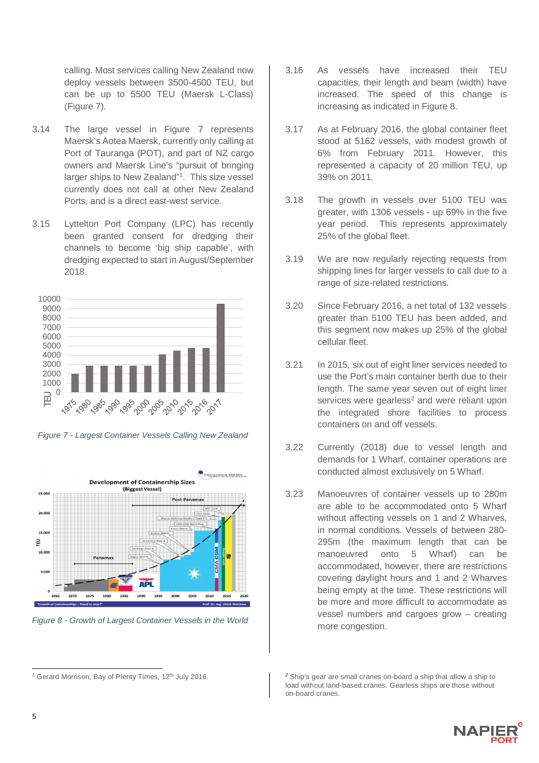calling. Most services calling New Zealand now deploy vessels between 3500-4500 TEU, but can be up to 5500 TEU (Maersk L-Class) (Figure 7).

3.14 The large vessel in Figure 7 represents Maersk's Aotea Maersk, currently only calling at Port of Tauranga (POT), and part of NZ cargo owners and Maersk Line's "pursuit of bringing larger ships to New Zealand"[1]. This size vessel currently does not call at other New Zealand Ports, and is a direct east-west service.

3.15 Lyttelton Port Company (LPC) has recently been granted consent for dredging their channels to become 'big ship capable', with dredging expected to start in August/September 2018.

*Figure 7 - Largest Container Vessels Calling New Zealand*

*Figure 8 - Growth of Largest Container Vessels in the World*

3.16 As vessels have increased their TEU capacities, their length and beam (width) have increased. The speed of this change is increasing as indicated in Figure 8.

3.17 As at February 2016, the global container fleet stood at 5162 vessels, with modest growth of 6% from February 2011. However, this represented a capacity of 20 million TEU, up 39% on 2011.

3.18 The growth in vessels over 5100 TEU was greater, with 1306 vessels - up 69% in the five year period. This represents approximately 25% of the global fleet.

3.19 We are now regularly rejecting requests from shipping lines for larger vessels to call due to a range of size-related restrictions.

3.20 Since February 2016, a net total of 132 vessels greater than 5100 TEU has been added, and this segment now makes up 25% of the global cellular fleet.

3.21 In 2015, six out of eight liner services needed to use the Port's main container berth due to their length. The same year seven out of eight liner services were gearless[2] and were reliant upon the integrated shore facilities to process containers on and off vessels.

3.22 Currently (2018) due to vessel length and demands for 1 Wharf, container operations are conducted almost exclusively on 5 Wharf.

3.23 Manoeuvres of container vessels up to 280m are able to be accommodated onto 5 Wharf without affecting vessels on 1 and 2 Wharves, in normal conditions. Vessels of between 280-295m (the maximum length that can be manoeuvred onto 5 Wharf) can be accommodated, however, there are restrictions covering daylight hours and 1 and 2 Wharves being empty at the time. These restrictions will be more and more difficult to accommodate as vessel numbers and cargoes grow – creating more congestion.

---

[1] Gerard Morrison, Bay of Plenty Times, 12th July 2016.

[2] Ship's gear are small cranes on-board a ship that allow a ship to load without land-based cranes. Gearless ships are those without on-board cranes.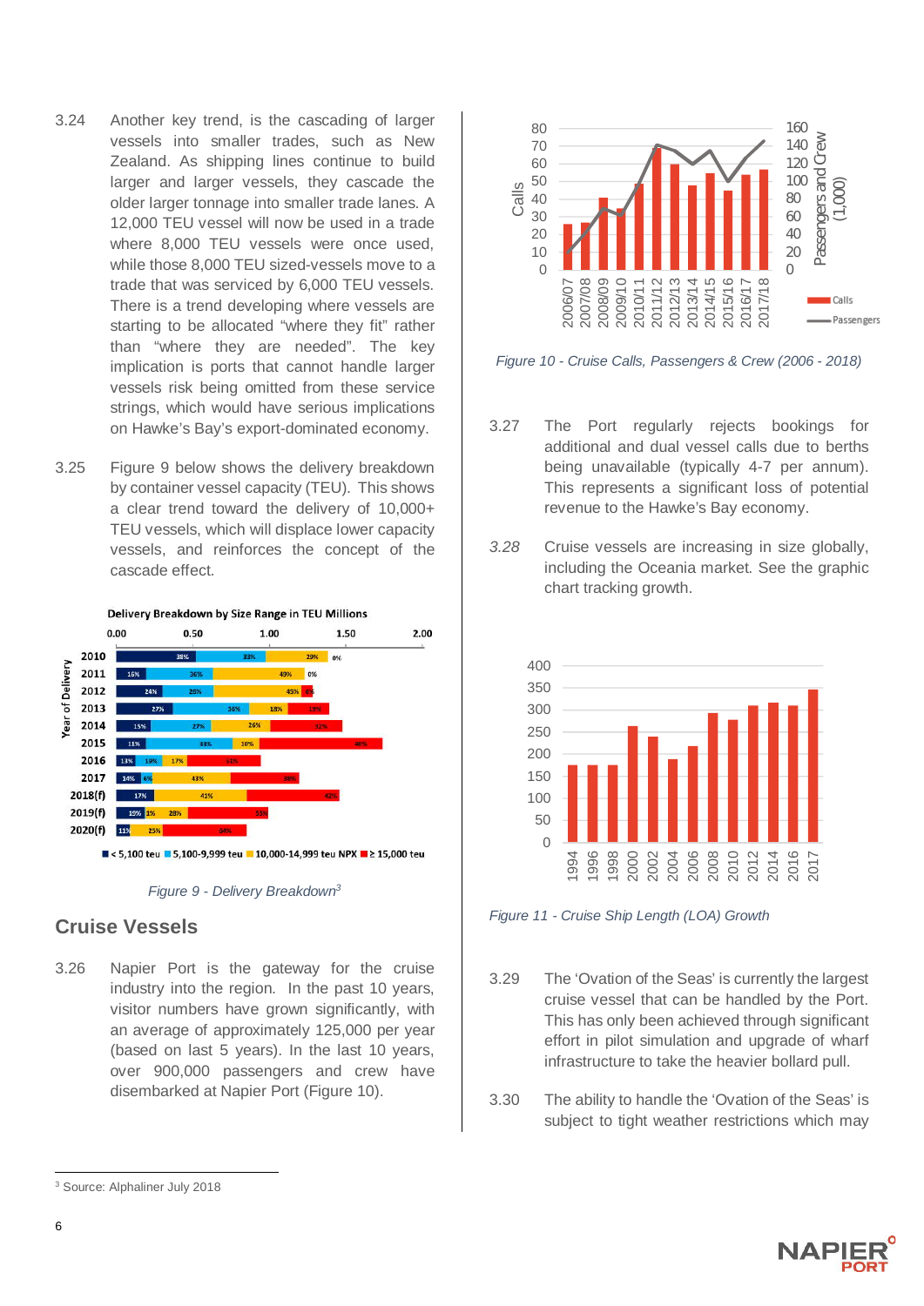3.24 Another key trend, is the cascading of larger vessels into smaller trades, such as New Zealand. As shipping lines continue to build larger and larger vessels, they cascade the older larger tonnage into smaller trade lanes. A 12,000 TEU vessel will now be used in a trade where 8,000 TEU vessels were once used, while those 8,000 TEU sized-vessels move to a trade that was serviced by 6,000 TEU vessels. There is a trend developing where vessels are starting to be allocated "where they fit" rather than "where they are needed". The key implication is ports that cannot handle larger vessels risk being omitted from these service strings, which would have serious implications on Hawke's Bay's export-dominated economy.

3.25 Figure 9 below shows the delivery breakdown by container vessel capacity (TEU). This shows a clear trend toward the delivery of 10,000+ TEU vessels, which will displace lower capacity vessels, and reinforces the concept of the cascade effect.

*Figure 9 - Delivery Breakdown*[3]

## Cruise Vessels

3.26 Napier Port is the gateway for the cruise industry into the region. In the past 10 years, visitor numbers have grown significantly, with an average of approximately 125,000 per year (based on last 5 years). In the last 10 years, over 900,000 passengers and crew have disembarked at Napier Port (Figure 10).

*Figure 10 - Cruise Calls, Passengers & Crew (2006 - 2018)*

3.27 The Port regularly rejects bookings for additional and dual vessel calls due to berths being unavailable (typically 4-7 per annum). This represents a significant loss of potential revenue to the Hawke's Bay economy.

*3.28* Cruise vessels are increasing in size globally, including the Oceania market. See the graphic chart tracking growth.

*Figure 11 - Cruise Ship Length (LOA) Growth*

3.29 The 'Ovation of the Seas' is currently the largest cruise vessel that can be handled by the Port. This has only been achieved through significant effort in pilot simulation and upgrade of wharf infrastructure to take the heavier bollard pull.

3.30 The ability to handle the 'Ovation of the Seas' is subject to tight weather restrictions which may

---

[3] Source: Alphaliner July 2018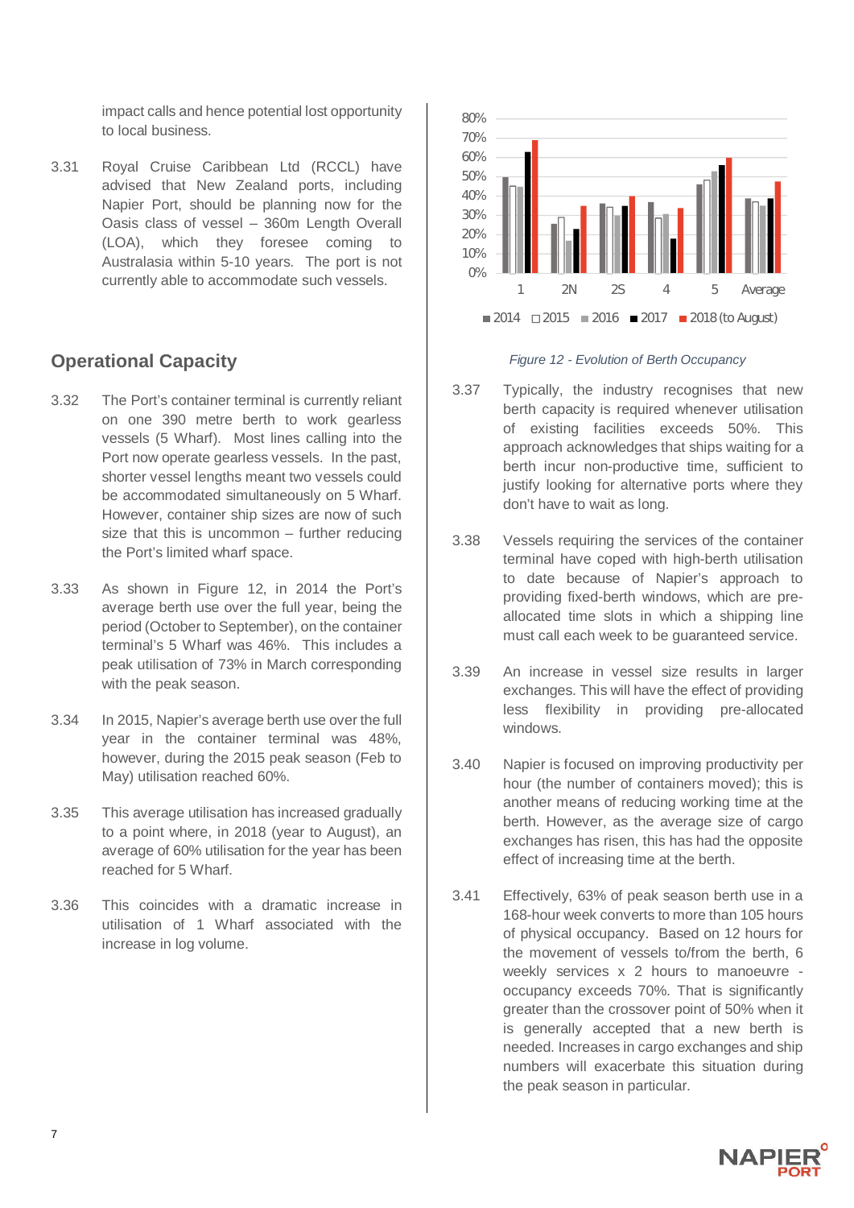impact calls and hence potential lost opportunity to local business.

3.31 Royal Cruise Caribbean Ltd (RCCL) have advised that New Zealand ports, including Napier Port, should be planning now for the Oasis class of vessel – 360m Length Overall (LOA), which they foresee coming to Australasia within 5-10 years. The port is not currently able to accommodate such vessels.

## Operational Capacity

3.32 The Port's container terminal is currently reliant on one 390 metre berth to work gearless vessels (5 Wharf). Most lines calling into the Port now operate gearless vessels. In the past, shorter vessel lengths meant two vessels could be accommodated simultaneously on 5 Wharf. However, container ship sizes are now of such size that this is uncommon – further reducing the Port's limited wharf space.

3.33 As shown in Figure 12, in 2014 the Port's average berth use over the full year, being the period (October to September), on the container terminal's 5 Wharf was 46%. This includes a peak utilisation of 73% in March corresponding with the peak season.

3.34 In 2015, Napier's average berth use over the full year in the container terminal was 48%, however, during the 2015 peak season (Feb to May) utilisation reached 60%.

3.35 This average utilisation has increased gradually to a point where, in 2018 (year to August), an average of 60% utilisation for the year has been reached for 5 Wharf.

3.36 This coincides with a dramatic increase in utilisation of 1 Wharf associated with the increase in log volume.

*Figure 12 - Evolution of Berth Occupancy*

3.37 Typically, the industry recognises that new berth capacity is required whenever utilisation of existing facilities exceeds 50%. This approach acknowledges that ships waiting for a berth incur non-productive time, sufficient to justify looking for alternative ports where they don't have to wait as long.

3.38 Vessels requiring the services of the container terminal have coped with high-berth utilisation to date because of Napier's approach to providing fixed-berth windows, which are pre-allocated time slots in which a shipping line must call each week to be guaranteed service.

3.39 An increase in vessel size results in larger exchanges. This will have the effect of providing less flexibility in providing pre-allocated windows.

3.40 Napier is focused on improving productivity per hour (the number of containers moved); this is another means of reducing working time at the berth. However, as the average size of cargo exchanges has risen, this has had the opposite effect of increasing time at the berth.

3.41 Effectively, 63% of peak season berth use in a 168-hour week converts to more than 105 hours of physical occupancy. Based on 12 hours for the movement of vessels to/from the berth, 6 weekly services x 2 hours to manoeuvre - occupancy exceeds 70%. That is significantly greater than the crossover point of 50% when it is generally accepted that a new berth is needed. Increases in cargo exchanges and ship numbers will exacerbate this situation during the peak season in particular.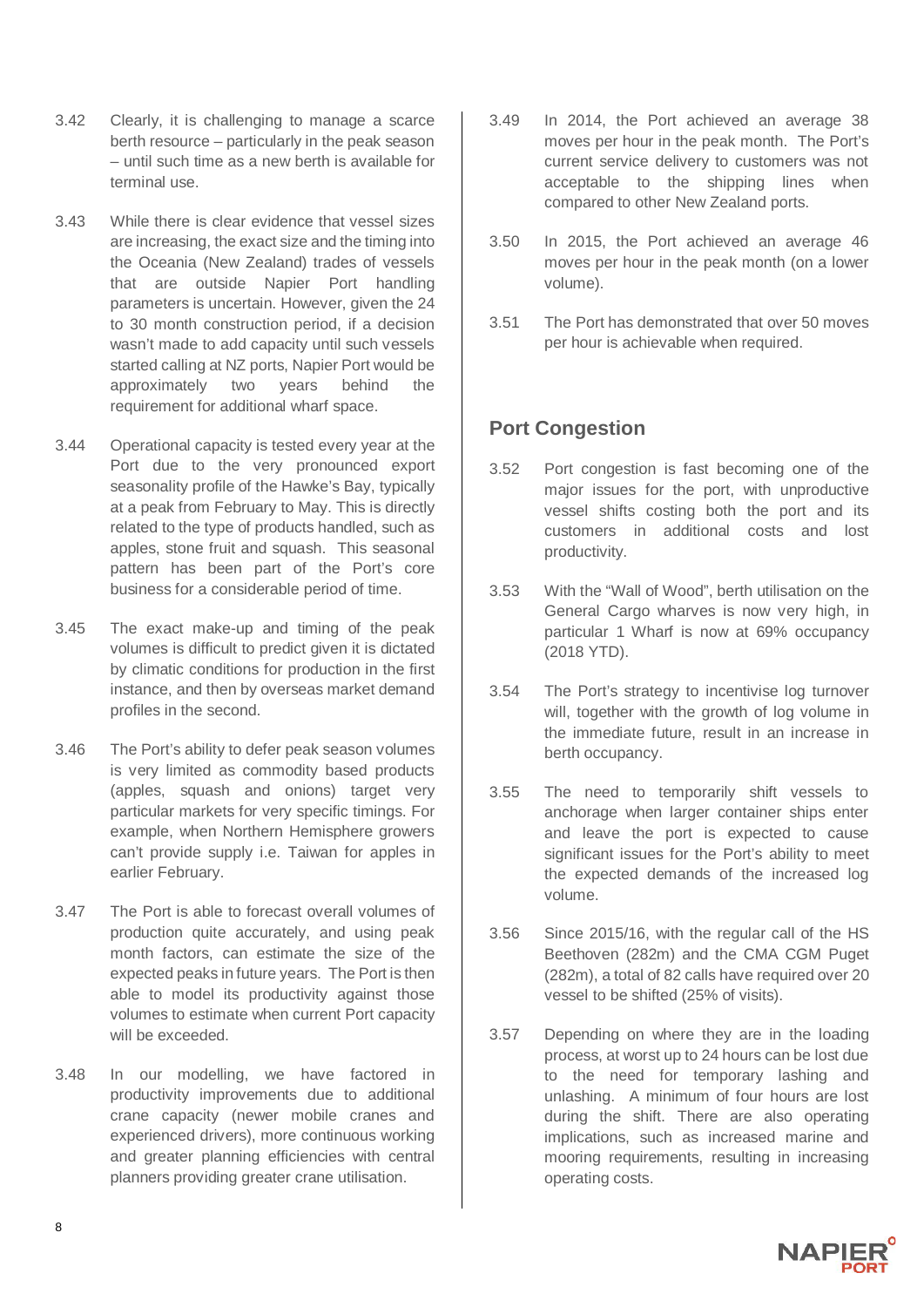3.42 Clearly, it is challenging to manage a scarce berth resource – particularly in the peak season – until such time as a new berth is available for terminal use.

3.43 While there is clear evidence that vessel sizes are increasing, the exact size and the timing into the Oceania (New Zealand) trades of vessels that are outside Napier Port handling parameters is uncertain. However, given the 24 to 30 month construction period, if a decision wasn't made to add capacity until such vessels started calling at NZ ports, Napier Port would be approximately two years behind the requirement for additional wharf space.

3.44 Operational capacity is tested every year at the Port due to the very pronounced export seasonality profile of the Hawke's Bay, typically at a peak from February to May. This is directly related to the type of products handled, such as apples, stone fruit and squash. This seasonal pattern has been part of the Port's core business for a considerable period of time.

3.45 The exact make-up and timing of the peak volumes is difficult to predict given it is dictated by climatic conditions for production in the first instance, and then by overseas market demand profiles in the second.

3.46 The Port's ability to defer peak season volumes is very limited as commodity based products (apples, squash and onions) target very particular markets for very specific timings. For example, when Northern Hemisphere growers can't provide supply i.e. Taiwan for apples in earlier February.

3.47 The Port is able to forecast overall volumes of production quite accurately, and using peak month factors, can estimate the size of the expected peaks in future years. The Port is then able to model its productivity against those volumes to estimate when current Port capacity will be exceeded.

3.48 In our modelling, we have factored in productivity improvements due to additional crane capacity (newer mobile cranes and experienced drivers), more continuous working and greater planning efficiencies with central planners providing greater crane utilisation.

3.49 In 2014, the Port achieved an average 38 moves per hour in the peak month. The Port's current service delivery to customers was not acceptable to the shipping lines when compared to other New Zealand ports.

3.50 In 2015, the Port achieved an average 46 moves per hour in the peak month (on a lower volume).

3.51 The Port has demonstrated that over 50 moves per hour is achievable when required.

## Port Congestion

3.52 Port congestion is fast becoming one of the major issues for the port, with unproductive vessel shifts costing both the port and its customers in additional costs and lost productivity.

3.53 With the "Wall of Wood", berth utilisation on the General Cargo wharves is now very high, in particular 1 Wharf is now at 69% occupancy (2018 YTD).

3.54 The Port's strategy to incentivise log turnover will, together with the growth of log volume in the immediate future, result in an increase in berth occupancy.

3.55 The need to temporarily shift vessels to anchorage when larger container ships enter and leave the port is expected to cause significant issues for the Port's ability to meet the expected demands of the increased log volume.

3.56 Since 2015/16, with the regular call of the HS Beethoven (282m) and the CMA CGM Puget (282m), a total of 82 calls have required over 20 vessel to be shifted (25% of visits).

3.57 Depending on where they are in the loading process, at worst up to 24 hours can be lost due to the need for temporary lashing and unlashing. A minimum of four hours are lost during the shift. There are also operating implications, such as increased marine and mooring requirements, resulting in increasing operating costs.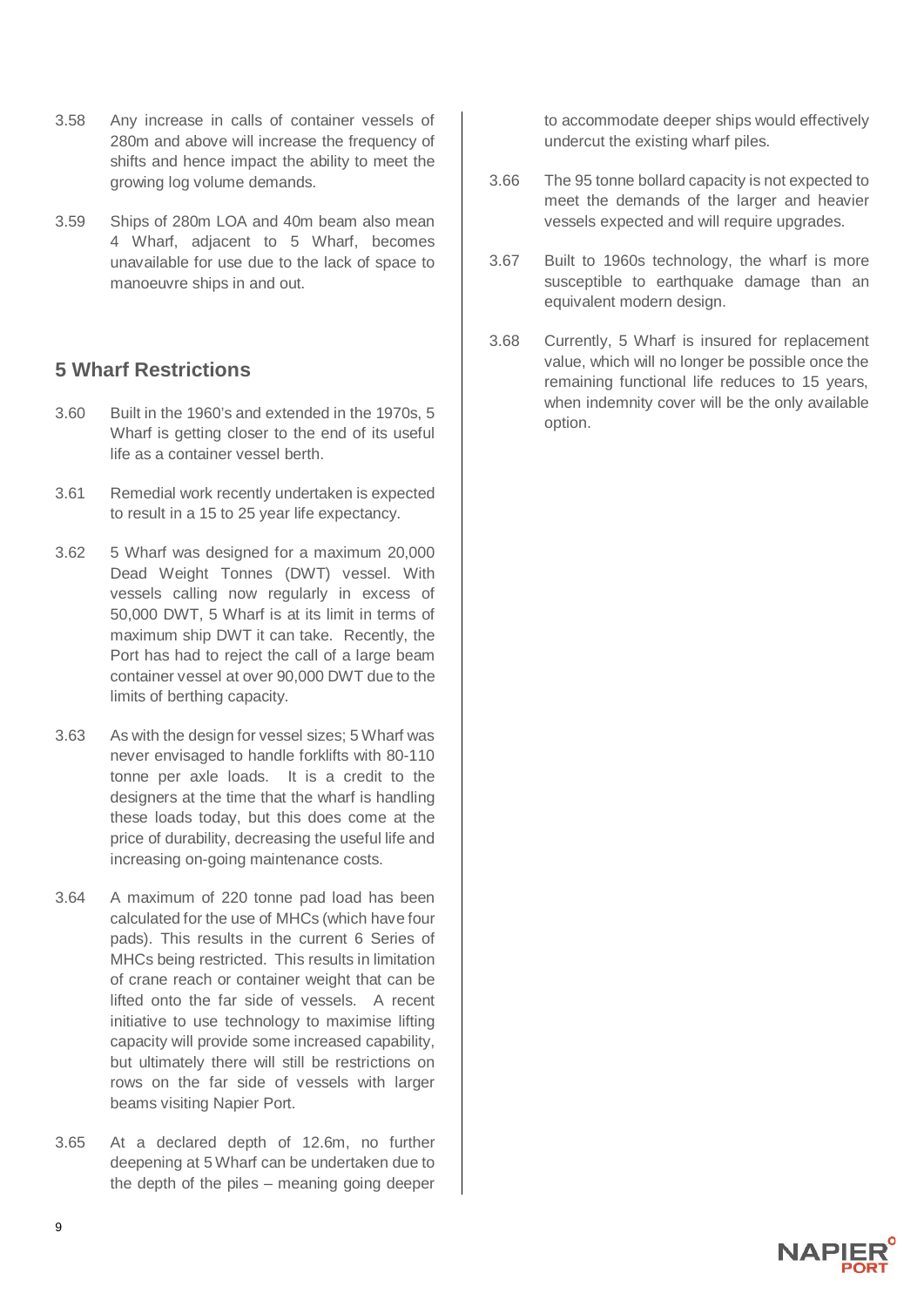3.58 Any increase in calls of container vessels of 280m and above will increase the frequency of shifts and hence impact the ability to meet the growing log volume demands.

3.59 Ships of 280m LOA and 40m beam also mean 4 Wharf, adjacent to 5 Wharf, becomes unavailable for use due to the lack of space to manoeuvre ships in and out.

## 5 Wharf Restrictions

3.60 Built in the 1960's and extended in the 1970s, 5 Wharf is getting closer to the end of its useful life as a container vessel berth.

3.61 Remedial work recently undertaken is expected to result in a 15 to 25 year life expectancy.

3.62 5 Wharf was designed for a maximum 20,000 Dead Weight Tonnes (DWT) vessel. With vessels calling now regularly in excess of 50,000 DWT, 5 Wharf is at its limit in terms of maximum ship DWT it can take. Recently, the Port has had to reject the call of a large beam container vessel at over 90,000 DWT due to the limits of berthing capacity.

3.63 As with the design for vessel sizes; 5 Wharf was never envisaged to handle forklifts with 80-110 tonne per axle loads. It is a credit to the designers at the time that the wharf is handling these loads today, but this does come at the price of durability, decreasing the useful life and increasing on-going maintenance costs.

3.64 A maximum of 220 tonne pad load has been calculated for the use of MHCs (which have four pads). This results in the current 6 Series of MHCs being restricted. This results in limitation of crane reach or container weight that can be lifted onto the far side of vessels. A recent initiative to use technology to maximise lifting capacity will provide some increased capability, but ultimately there will still be restrictions on rows on the far side of vessels with larger beams visiting Napier Port.

3.65 At a declared depth of 12.6m, no further deepening at 5 Wharf can be undertaken due to the depth of the piles – meaning going deeper to accommodate deeper ships would effectively undercut the existing wharf piles.

3.66 The 95 tonne bollard capacity is not expected to meet the demands of the larger and heavier vessels expected and will require upgrades.

3.67 Built to 1960s technology, the wharf is more susceptible to earthquake damage than an equivalent modern design.

3.68 Currently, 5 Wharf is insured for replacement value, which will no longer be possible once the remaining functional life reduces to 15 years, when indemnity cover will be the only available option.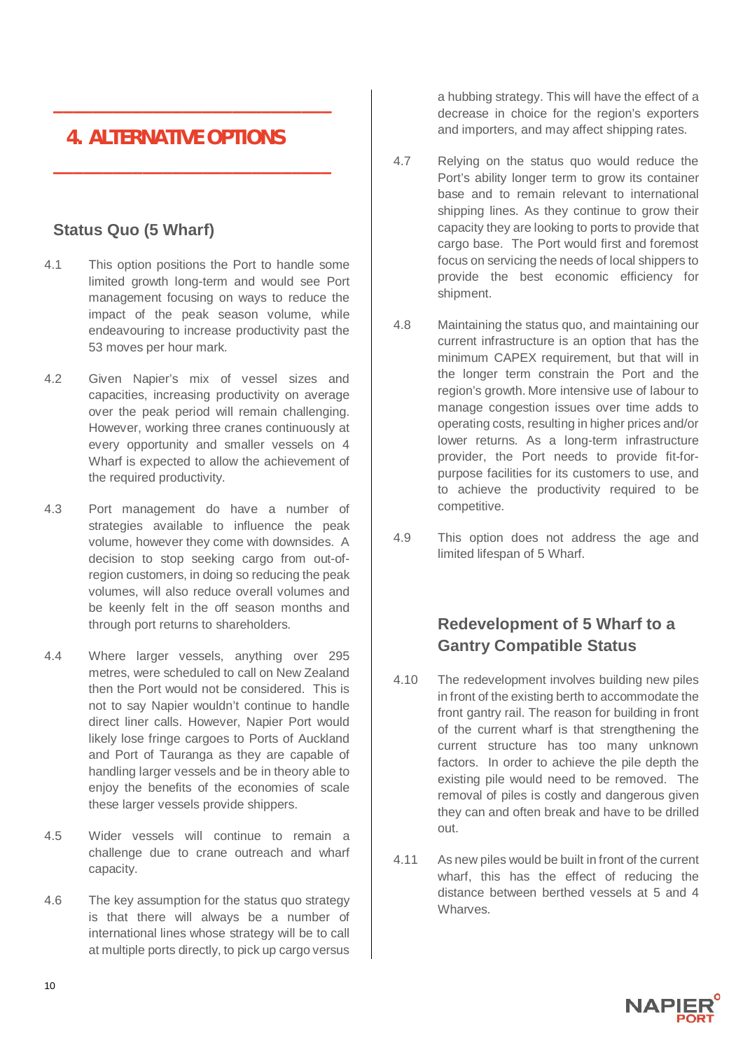# 4. ALTERNATIVE OPTIONS

## Status Quo (5 Wharf)

4.1 This option positions the Port to handle some limited growth long-term and would see Port management focusing on ways to reduce the impact of the peak season volume, while endeavouring to increase productivity past the 53 moves per hour mark.

4.2 Given Napier's mix of vessel sizes and capacities, increasing productivity on average over the peak period will remain challenging. However, working three cranes continuously at every opportunity and smaller vessels on 4 Wharf is expected to allow the achievement of the required productivity.

4.3 Port management do have a number of strategies available to influence the peak volume, however they come with downsides. A decision to stop seeking cargo from out-of-region customers, in doing so reducing the peak volumes, will also reduce overall volumes and be keenly felt in the off season months and through port returns to shareholders.

4.4 Where larger vessels, anything over 295 metres, were scheduled to call on New Zealand then the Port would not be considered. This is not to say Napier wouldn't continue to handle direct liner calls. However, Napier Port would likely lose fringe cargoes to Ports of Auckland and Port of Tauranga as they are capable of handling larger vessels and be in theory able to enjoy the benefits of the economies of scale these larger vessels provide shippers.

4.5 Wider vessels will continue to remain a challenge due to crane outreach and wharf capacity.

4.6 The key assumption for the status quo strategy is that there will always be a number of international lines whose strategy will be to call at multiple ports directly, to pick up cargo versus a hubbing strategy. This will have the effect of a decrease in choice for the region's exporters and importers, and may affect shipping rates.

4.7 Relying on the status quo would reduce the Port's ability longer term to grow its container base and to remain relevant to international shipping lines. As they continue to grow their capacity they are looking to ports to provide that cargo base. The Port would first and foremost focus on servicing the needs of local shippers to provide the best economic efficiency for shipment.

4.8 Maintaining the status quo, and maintaining our current infrastructure is an option that has the minimum CAPEX requirement, but that will in the longer term constrain the Port and the region's growth. More intensive use of labour to manage congestion issues over time adds to operating costs, resulting in higher prices and/or lower returns. As a long-term infrastructure provider, the Port needs to provide fit-for-purpose facilities for its customers to use, and to achieve the productivity required to be competitive.

4.9 This option does not address the age and limited lifespan of 5 Wharf.

## Redevelopment of 5 Wharf to a Gantry Compatible Status

4.10 The redevelopment involves building new piles in front of the existing berth to accommodate the front gantry rail. The reason for building in front of the current wharf is that strengthening the current structure has too many unknown factors. In order to achieve the pile depth the existing pile would need to be removed. The removal of piles is costly and dangerous given they can and often break and have to be drilled out.

4.11 As new piles would be built in front of the current wharf, this has the effect of reducing the distance between berthed vessels at 5 and 4 Wharves.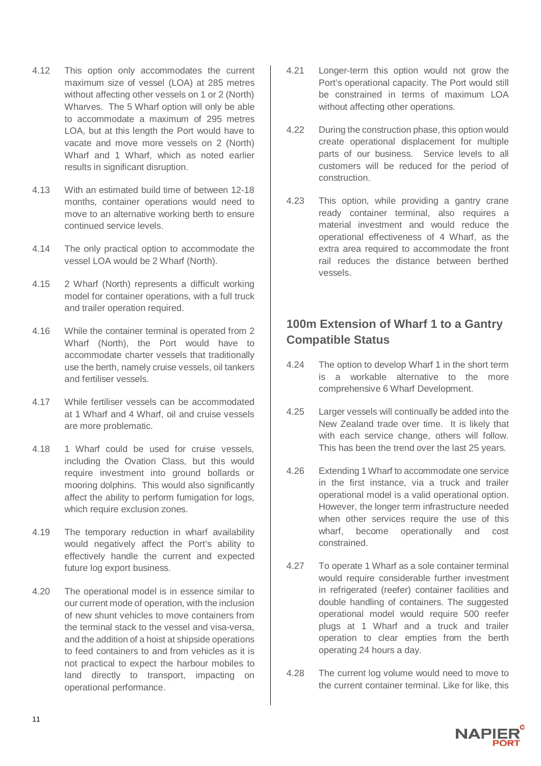4.12 This option only accommodates the current maximum size of vessel (LOA) at 285 metres without affecting other vessels on 1 or 2 (North) Wharves. The 5 Wharf option will only be able to accommodate a maximum of 295 metres LOA, but at this length the Port would have to vacate and move more vessels on 2 (North) Wharf and 1 Wharf, which as noted earlier results in significant disruption.

4.13 With an estimated build time of between 12-18 months, container operations would need to move to an alternative working berth to ensure continued service levels.

4.14 The only practical option to accommodate the vessel LOA would be 2 Wharf (North).

4.15 2 Wharf (North) represents a difficult working model for container operations, with a full truck and trailer operation required.

4.16 While the container terminal is operated from 2 Wharf (North), the Port would have to accommodate charter vessels that traditionally use the berth, namely cruise vessels, oil tankers and fertiliser vessels.

4.17 While fertiliser vessels can be accommodated at 1 Wharf and 4 Wharf, oil and cruise vessels are more problematic.

4.18 1 Wharf could be used for cruise vessels, including the Ovation Class, but this would require investment into ground bollards or mooring dolphins. This would also significantly affect the ability to perform fumigation for logs, which require exclusion zones.

4.19 The temporary reduction in wharf availability would negatively affect the Port's ability to effectively handle the current and expected future log export business.

4.20 The operational model is in essence similar to our current mode of operation, with the inclusion of new shunt vehicles to move containers from the terminal stack to the vessel and visa-versa, and the addition of a hoist at shipside operations to feed containers to and from vehicles as it is not practical to expect the harbour mobiles to land directly to transport, impacting on operational performance.

4.21 Longer-term this option would not grow the Port's operational capacity. The Port would still be constrained in terms of maximum LOA without affecting other operations.

4.22 During the construction phase, this option would create operational displacement for multiple parts of our business. Service levels to all customers will be reduced for the period of construction.

4.23 This option, while providing a gantry crane ready container terminal, also requires a material investment and would reduce the operational effectiveness of 4 Wharf, as the extra area required to accommodate the front rail reduces the distance between berthed vessels.

## 100m Extension of Wharf 1 to a Gantry Compatible Status

4.24 The option to develop Wharf 1 in the short term is a workable alternative to the more comprehensive 6 Wharf Development.

4.25 Larger vessels will continually be added into the New Zealand trade over time. It is likely that with each service change, others will follow. This has been the trend over the last 25 years.

4.26 Extending 1 Wharf to accommodate one service in the first instance, via a truck and trailer operational model is a valid operational option. However, the longer term infrastructure needed when other services require the use of this wharf, become operationally and cost constrained.

4.27 To operate 1 Wharf as a sole container terminal would require considerable further investment in refrigerated (reefer) container facilities and double handling of containers. The suggested operational model would require 500 reefer plugs at 1 Wharf and a truck and trailer operation to clear empties from the berth operating 24 hours a day.

4.28 The current log volume would need to move to the current container terminal. Like for like, this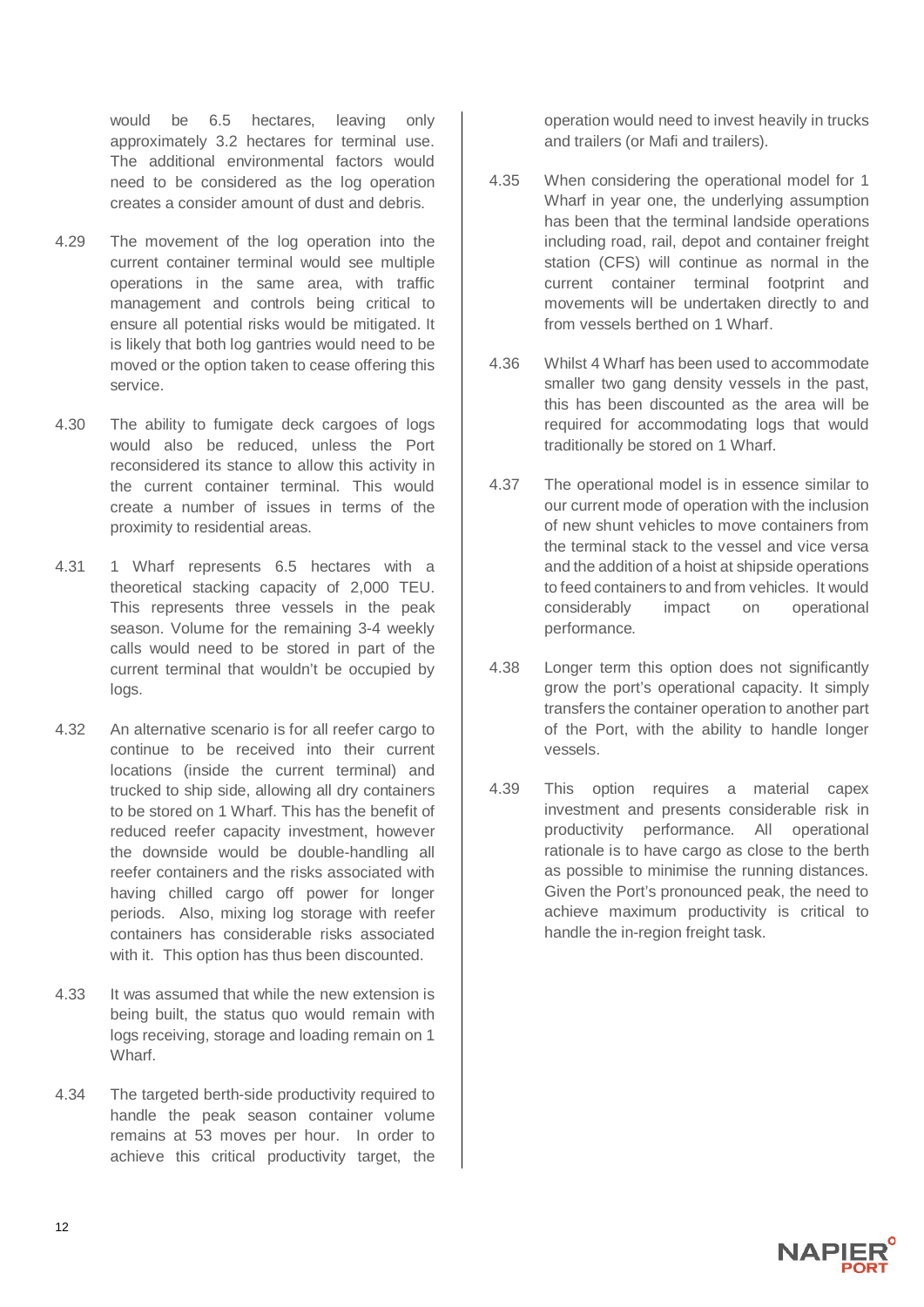would be 6.5 hectares, leaving only approximately 3.2 hectares for terminal use. The additional environmental factors would need to be considered as the log operation creates a consider amount of dust and debris.

4.29 The movement of the log operation into the current container terminal would see multiple operations in the same area, with traffic management and controls being critical to ensure all potential risks would be mitigated. It is likely that both log gantries would need to be moved or the option taken to cease offering this service.

4.30 The ability to fumigate deck cargoes of logs would also be reduced, unless the Port reconsidered its stance to allow this activity in the current container terminal. This would create a number of issues in terms of the proximity to residential areas.

4.31 1 Wharf represents 6.5 hectares with a theoretical stacking capacity of 2,000 TEU. This represents three vessels in the peak season. Volume for the remaining 3-4 weekly calls would need to be stored in part of the current terminal that wouldn't be occupied by logs.

4.32 An alternative scenario is for all reefer cargo to continue to be received into their current locations (inside the current terminal) and trucked to ship side, allowing all dry containers to be stored on 1 Wharf. This has the benefit of reduced reefer capacity investment, however the downside would be double-handling all reefer containers and the risks associated with having chilled cargo off power for longer periods. Also, mixing log storage with reefer containers has considerable risks associated with it. This option has thus been discounted.

4.33 It was assumed that while the new extension is being built, the status quo would remain with logs receiving, storage and loading remain on 1 Wharf.

4.34 The targeted berth-side productivity required to handle the peak season container volume remains at 53 moves per hour. In order to achieve this critical productivity target, the operation would need to invest heavily in trucks and trailers (or Mafi and trailers).

4.35 When considering the operational model for 1 Wharf in year one, the underlying assumption has been that the terminal landside operations including road, rail, depot and container freight station (CFS) will continue as normal in the current container terminal footprint and movements will be undertaken directly to and from vessels berthed on 1 Wharf.

4.36 Whilst 4 Wharf has been used to accommodate smaller two gang density vessels in the past, this has been discounted as the area will be required for accommodating logs that would traditionally be stored on 1 Wharf.

4.37 The operational model is in essence similar to our current mode of operation with the inclusion of new shunt vehicles to move containers from the terminal stack to the vessel and vice versa and the addition of a hoist at shipside operations to feed containers to and from vehicles. It would considerably impact on operational performance.

4.38 Longer term this option does not significantly grow the port's operational capacity. It simply transfers the container operation to another part of the Port, with the ability to handle longer vessels.

4.39 This option requires a material capex investment and presents considerable risk in productivity performance. All operational rationale is to have cargo as close to the berth as possible to minimise the running distances. Given the Port's pronounced peak, the need to achieve maximum productivity is critical to handle the in-region freight task.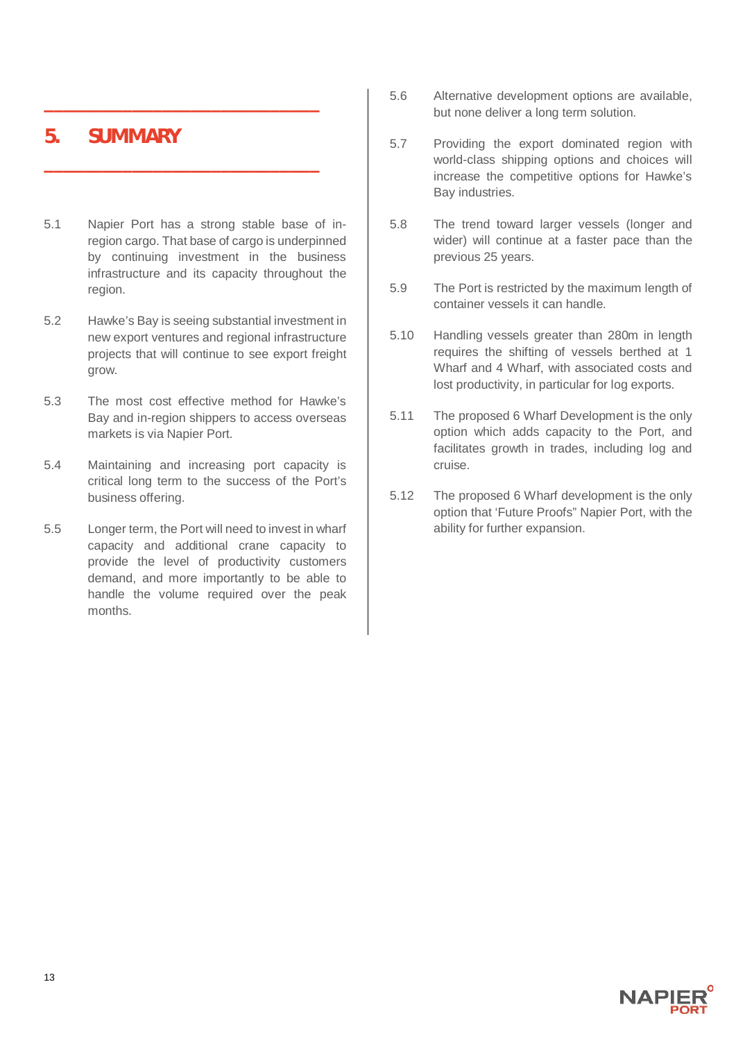# 5. SUMMARY

5.1 Napier Port has a strong stable base of in-region cargo. That base of cargo is underpinned by continuing investment in the business infrastructure and its capacity throughout the region.

5.2 Hawke's Bay is seeing substantial investment in new export ventures and regional infrastructure projects that will continue to see export freight grow.

5.3 The most cost effective method for Hawke's Bay and in-region shippers to access overseas markets is via Napier Port.

5.4 Maintaining and increasing port capacity is critical long term to the success of the Port's business offering.

5.5 Longer term, the Port will need to invest in wharf capacity and additional crane capacity to provide the level of productivity customers demand, and more importantly to be able to handle the volume required over the peak months.

5.6 Alternative development options are available, but none deliver a long term solution.

5.7 Providing the export dominated region with world-class shipping options and choices will increase the competitive options for Hawke's Bay industries.

5.8 The trend toward larger vessels (longer and wider) will continue at a faster pace than the previous 25 years.

5.9 The Port is restricted by the maximum length of container vessels it can handle.

5.10 Handling vessels greater than 280m in length requires the shifting of vessels berthed at 1 Wharf and 4 Wharf, with associated costs and lost productivity, in particular for log exports.

5.11 The proposed 6 Wharf Development is the only option which adds capacity to the Port, and facilitates growth in trades, including log and cruise.

5.12 The proposed 6 Wharf development is the only option that 'Future Proofs" Napier Port, with the ability for further expansion.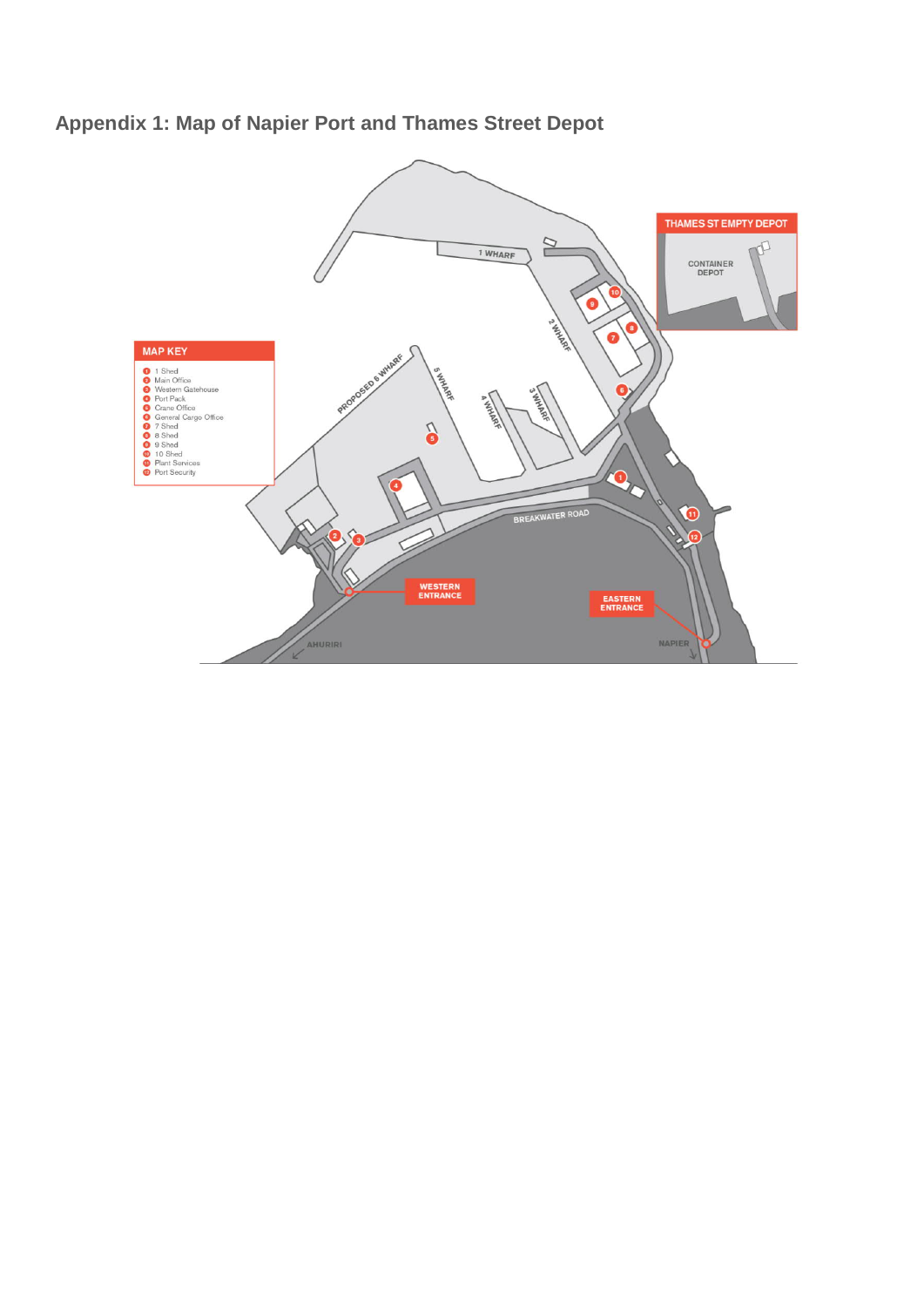## Appendix 1: Map of Napier Port and Thames Street Depot

THAMES ST EMPTY DEPOT

CONTAINER DEPOT

MAP KEY

1 1 Shed
2 Main Office
3 Western Gatehouse
4 Port Pack
5 Crane Office
6 General Cargo Office
7 7 Shed
8 8 Shed
9 9 Shed
10 10 Shed
11 Plant Services
12 Port Security

1 WHARF

2 WHARF

3 WHARF

4 WHARF

5 WHARF

PROPOSED 6 WHARF

BREAKWATER ROAD

WESTERN ENTRANCE

EASTERN ENTRANCE

AHURIRI

NAPIER